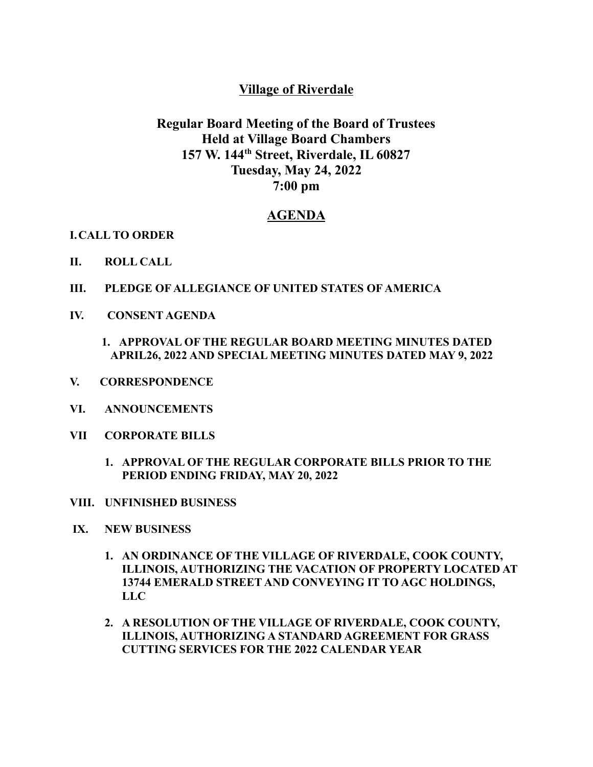# Village of Riverdale

## Regular Board Meeting of the Board of Trustees
## Held at Village Board Chambers
## 157 W. 144th Street, Riverdale, IL 60827
## Tuesday, May 24, 2022
## 7:00 pm

## AGENDA

**I. CALL TO ORDER**

**II. ROLL CALL**

**III. PLEDGE OF ALLEGIANCE OF UNITED STATES OF AMERICA**

**IV. CONSENT AGENDA**

1. **APPROVAL OF THE REGULAR BOARD MEETING MINUTES DATED APRIL26, 2022 AND SPECIAL MEETING MINUTES DATED MAY 9, 2022**

**V. CORRESPONDENCE**

**VI. ANNOUNCEMENTS**

**VII CORPORATE BILLS**

1. **APPROVAL OF THE REGULAR CORPORATE BILLS PRIOR TO THE PERIOD ENDING FRIDAY, MAY 20, 2022**

**VIII. UNFINISHED BUSINESS**

**IX. NEW BUSINESS**

1. **AN ORDINANCE OF THE VILLAGE OF RIVERDALE, COOK COUNTY, ILLINOIS, AUTHORIZING THE VACATION OF PROPERTY LOCATED AT 13744 EMERALD STREET AND CONVEYING IT TO AGC HOLDINGS, LLC**

2. **A RESOLUTION OF THE VILLAGE OF RIVERDALE, COOK COUNTY, ILLINOIS, AUTHORIZING A STANDARD AGREEMENT FOR GRASS CUTTING SERVICES FOR THE 2022 CALENDAR YEAR**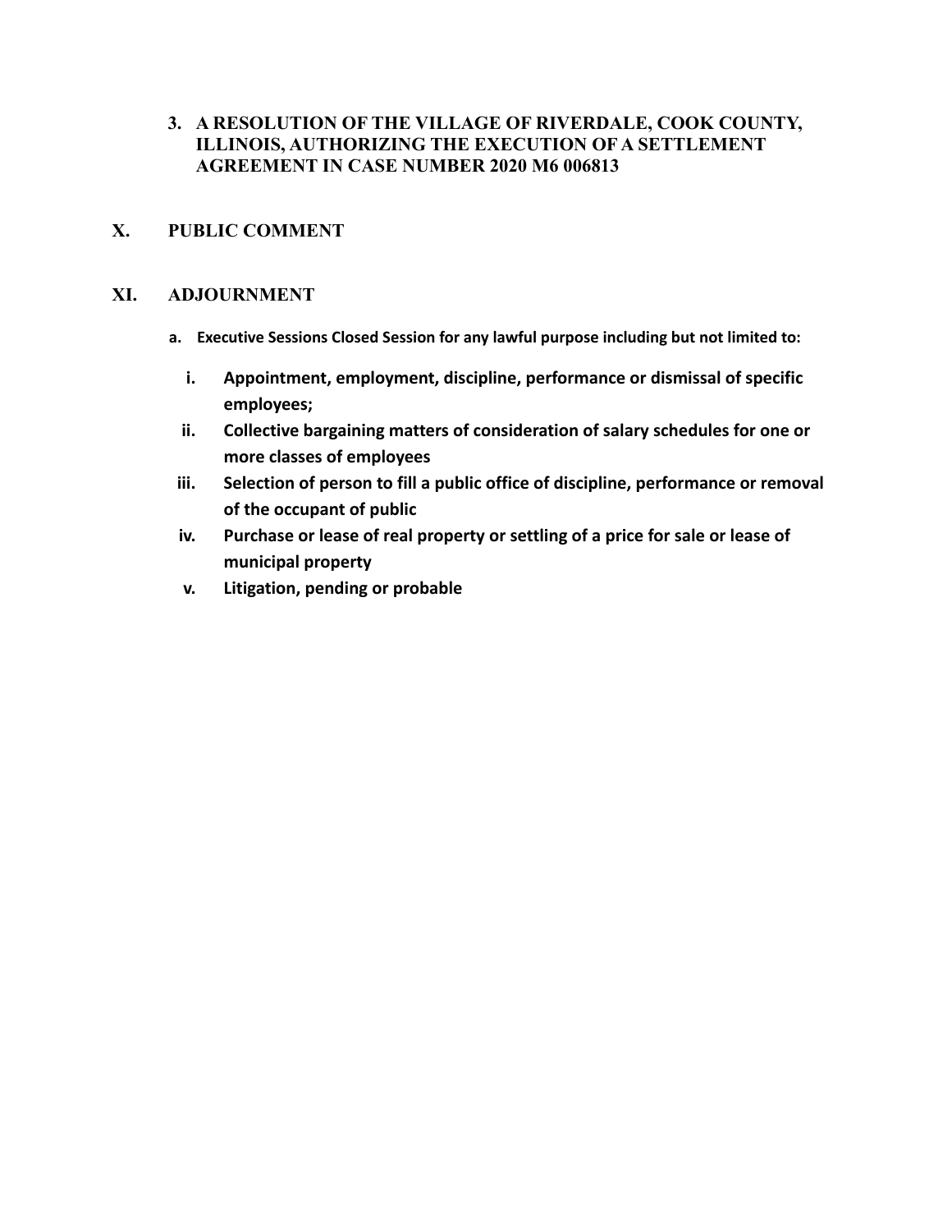3. **A RESOLUTION OF THE VILLAGE OF RIVERDALE, COOK COUNTY, ILLINOIS, AUTHORIZING THE EXECUTION OF A SETTLEMENT AGREEMENT IN CASE NUMBER 2020 M6 006813**

## X. PUBLIC COMMENT

## XI. ADJOURNMENT

a. **Executive Sessions Closed Session for any lawful purpose including but not limited to:**

   i. **Appointment, employment, discipline, performance or dismissal of specific employees;**

   ii. **Collective bargaining matters of consideration of salary schedules for one or more classes of employees**

   iii. **Selection of person to fill a public office of discipline, performance or removal of the occupant of public**

   iv. **Purchase or lease of real property or settling of a price for sale or lease of municipal property**

   v. **Litigation, pending or probable**